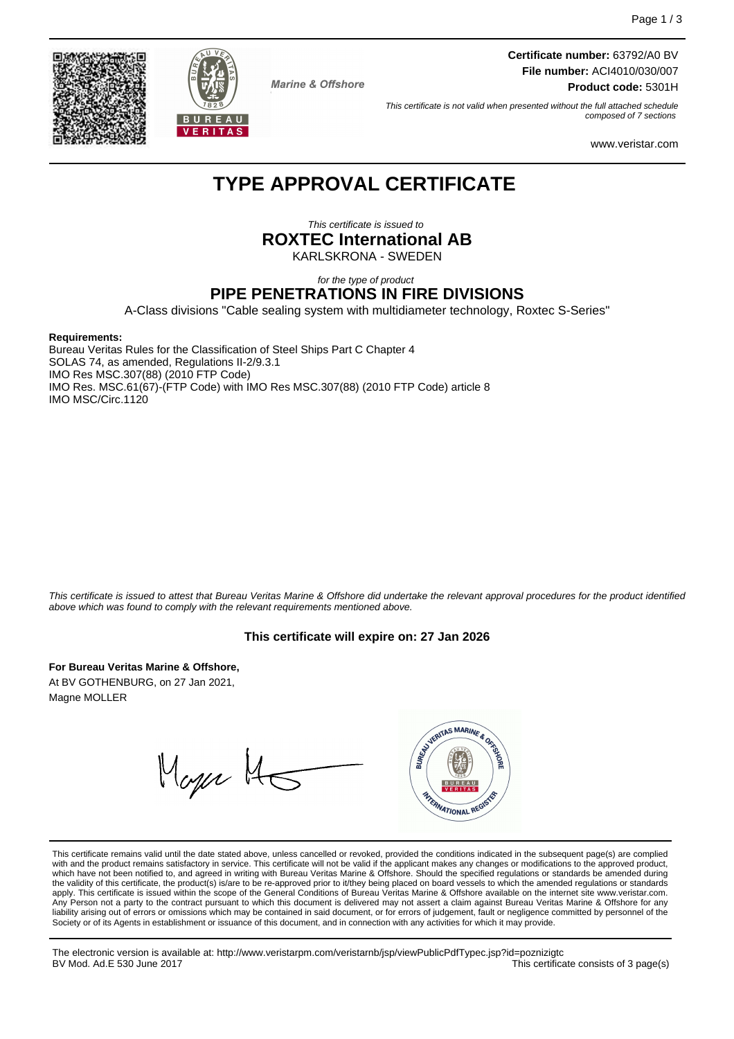Marine & Offshore

**Certificate number:** 63792/A0 BV
**File number:** ACI4010/030/007
**Product code:** 5301H

*This certificate is not valid when presented without the full attached schedule composed of 7 sections*

www.veristar.com

# TYPE APPROVAL CERTIFICATE

*This certificate is issued to*

## ROXTEC International AB

KARLSKRONA - SWEDEN

*for the type of product*

## PIPE PENETRATIONS IN FIRE DIVISIONS

A-Class divisions "Cable sealing system with multidiameter technology, Roxtec S-Series"

**Requirements:**

Bureau Veritas Rules for the Classification of Steel Ships Part C Chapter 4
SOLAS 74, as amended, Regulations II-2/9.3.1
IMO Res MSC.307(88) (2010 FTP Code)
IMO Res. MSC.61(67)-(FTP Code) with IMO Res MSC.307(88) (2010 FTP Code) article 8
IMO MSC/Circ.1120

*This certificate is issued to attest that Bureau Veritas Marine & Offshore did undertake the relevant approval procedures for the product identified above which was found to comply with the relevant requirements mentioned above.*

**This certificate will expire on: 27 Jan 2026**

**For Bureau Veritas Marine & Offshore,**
At BV GOTHENBURG, on 27 Jan 2021,
Magne MOLLER

This certificate remains valid until the date stated above, unless cancelled or revoked, provided the conditions indicated in the subsequent page(s) are complied with and the product remains satisfactory in service. This certificate will not be valid if the applicant makes any changes or modifications to the approved product, which have not been notified to, and agreed in writing with Bureau Veritas Marine & Offshore. Should the specified regulations or standards be amended during the validity of this certificate, the product(s) is/are to be re-approved prior to it/they being placed on board vessels to which the amended regulations or standards apply. This certificate is issued within the scope of the General Conditions of Bureau Veritas Marine & Offshore available on the internet site www.veristar.com. Any Person not a party to the contract pursuant to which this document is delivered may not assert a claim against Bureau Veritas Marine & Offshore for any liability arising out of errors or omissions which may be contained in said document, or for errors of judgement, fault or negligence committed by personnel of the Society or of its Agents in establishment or issuance of this document, and in connection with any activities for which it may provide.

The electronic version is available at: http://www.veristarpm.com/veristarnb/jsp/viewPublicPdfTypec.jsp?id=poznizigtc
BV Mod. Ad.E 530 June 2017

This certificate consists of 3 page(s)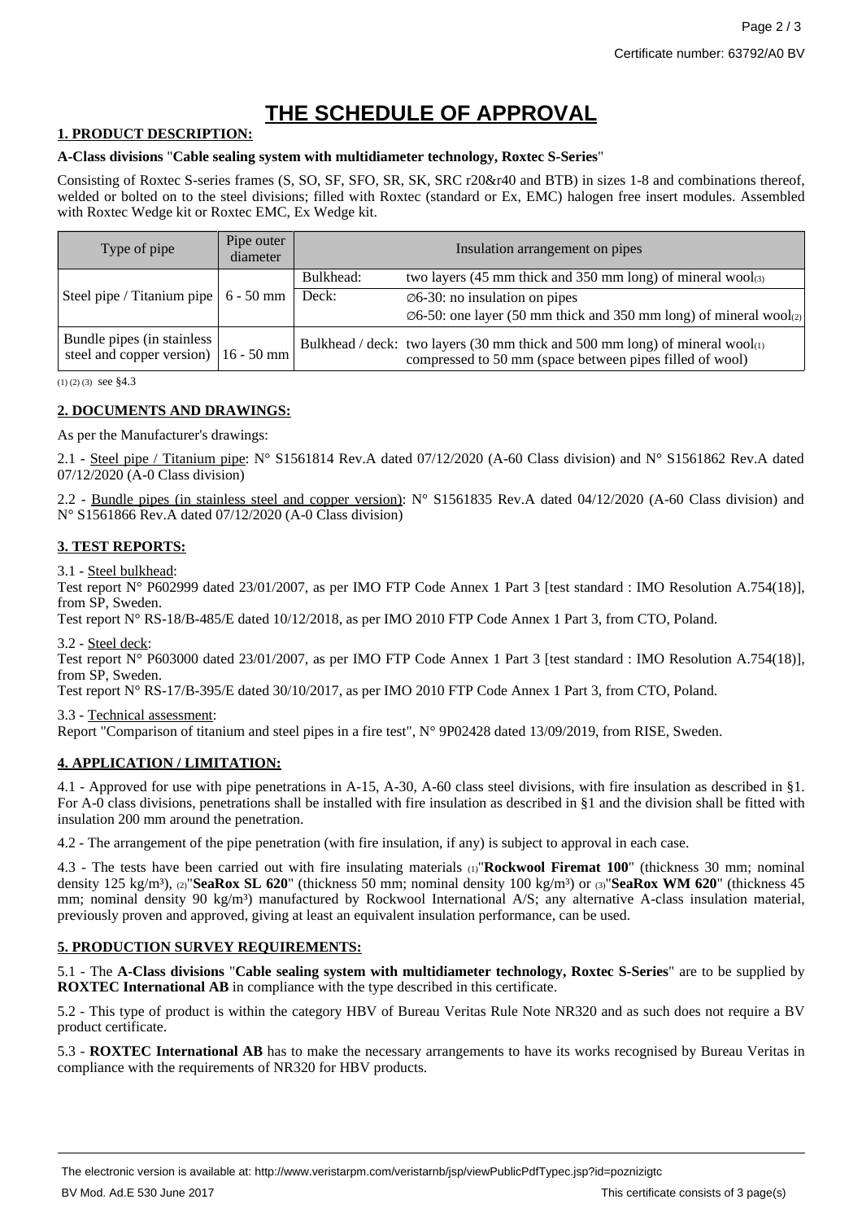# THE SCHEDULE OF APPROVAL

**1. PRODUCT DESCRIPTION:**

**A-Class divisions** "**Cable sealing system with multidiameter technology, Roxtec S-Series**"

Consisting of Roxtec S-series frames (S, SO, SF, SFO, SR, SK, SRC r20&r40 and BTB) in sizes 1-8 and combinations thereof, welded or bolted on to the steel divisions; filled with Roxtec (standard or Ex, EMC) halogen free insert modules. Assembled with Roxtec Wedge kit or Roxtec EMC, Ex Wedge kit.

| Type of pipe | Pipe outer diameter | Insulation arrangement on pipes | |
|---|---|---|---|
| Steel pipe / Titanium pipe | 6 - 50 mm | Bulkhead: | two layers (45 mm thick and 350 mm long) of mineral wool(3) |
| | | Deck: | ∅6-30: no insulation on pipes<br>∅6-50: one layer (50 mm thick and 350 mm long) of mineral wool(2) |
| Bundle pipes (in stainless steel and copper version) | 16 - 50 mm | Bulkhead / deck: | two layers (30 mm thick and 500 mm long) of mineral wool(1) compressed to 50 mm (space between pipes filled of wool) |

(1) (2) (3) see §4.3

**2. DOCUMENTS AND DRAWINGS:**

As per the Manufacturer's drawings:

2.1 - Steel pipe / Titanium pipe: N° S1561814 Rev.A dated 07/12/2020 (A-60 Class division) and N° S1561862 Rev.A dated 07/12/2020 (A-0 Class division)

2.2 - Bundle pipes (in stainless steel and copper version): N° S1561835 Rev.A dated 04/12/2020 (A-60 Class division) and N° S1561866 Rev.A dated 07/12/2020 (A-0 Class division)

**3. TEST REPORTS:**

3.1 - Steel bulkhead:
Test report N° P602999 dated 23/01/2007, as per IMO FTP Code Annex 1 Part 3 [test standard : IMO Resolution A.754(18)], from SP, Sweden.
Test report N° RS-18/B-485/E dated 10/12/2018, as per IMO 2010 FTP Code Annex 1 Part 3, from CTO, Poland.

3.2 - Steel deck:
Test report N° P603000 dated 23/01/2007, as per IMO FTP Code Annex 1 Part 3 [test standard : IMO Resolution A.754(18)], from SP, Sweden.
Test report N° RS-17/B-395/E dated 30/10/2017, as per IMO 2010 FTP Code Annex 1 Part 3, from CTO, Poland.

3.3 - Technical assessment:
Report "Comparison of titanium and steel pipes in a fire test", N° 9P02428 dated 13/09/2019, from RISE, Sweden.

**4. APPLICATION / LIMITATION:**

4.1 - Approved for use with pipe penetrations in A-15, A-30, A-60 class steel divisions, with fire insulation as described in §1. For A-0 class divisions, penetrations shall be installed with fire insulation as described in §1 and the division shall be fitted with insulation 200 mm around the penetration.

4.2 - The arrangement of the pipe penetration (with fire insulation, if any) is subject to approval in each case.

4.3 - The tests have been carried out with fire insulating materials (1)"**Rockwool Firemat 100**" (thickness 30 mm; nominal density 125 kg/m³), (2)"**SeaRox SL 620**" (thickness 50 mm; nominal density 100 kg/m³) or (3)"**SeaRox WM 620**" (thickness 45 mm; nominal density 90 kg/m³) manufactured by Rockwool International A/S; any alternative A-class insulation material, previously proven and approved, giving at least an equivalent insulation performance, can be used.

**5. PRODUCTION SURVEY REQUIREMENTS:**

5.1 - The **A-Class divisions** "**Cable sealing system with multidiameter technology, Roxtec S-Series**" are to be supplied by **ROXTEC International AB** in compliance with the type described in this certificate.

5.2 - This type of product is within the category HBV of Bureau Veritas Rule Note NR320 and as such does not require a BV product certificate.

5.3 - **ROXTEC International AB** has to make the necessary arrangements to have its works recognised by Bureau Veritas in compliance with the requirements of NR320 for HBV products.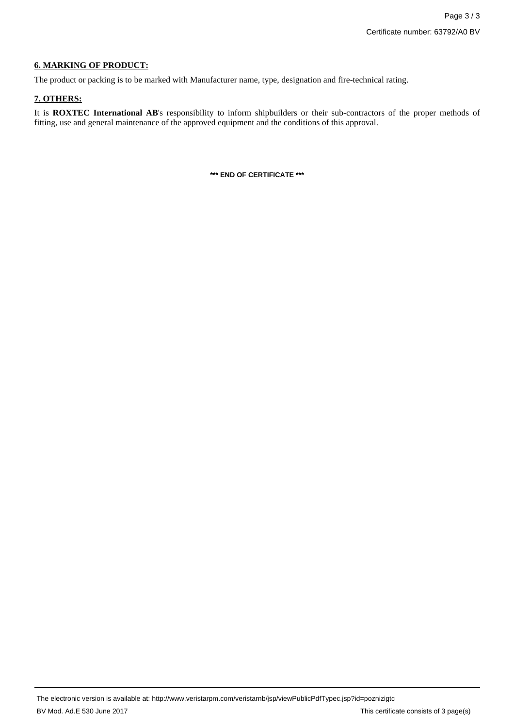## 6. MARKING OF PRODUCT:

The product or packing is to be marked with Manufacturer name, type, designation and fire-technical rating.

## 7. OTHERS:

It is **ROXTEC International AB**'s responsibility to inform shipbuilders or their sub-contractors of the proper methods of fitting, use and general maintenance of the approved equipment and the conditions of this approval.

**\*\*\* END OF CERTIFICATE \*\*\***

The electronic version is available at: http://www.veristarpm.com/veristarnb/jsp/viewPublicPdfTypec.jsp?id=poznizigtc

BV Mod. Ad.E 530 June 2017

This certificate consists of 3 page(s)